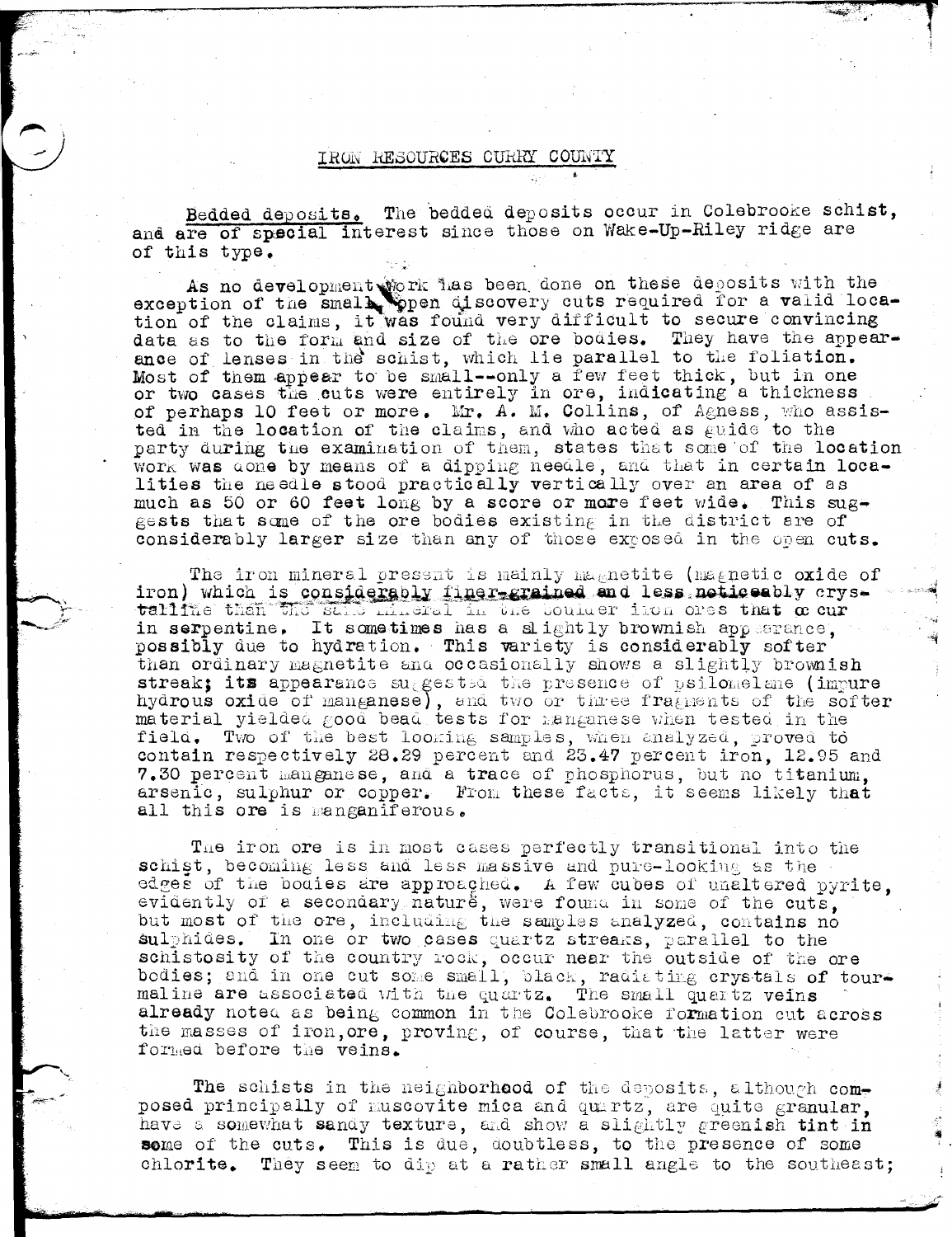# IRON RESOURCES CURRY COUNTY

Bedded deposits. The bedded deposits occur in Colebrooke schist, and are of special interest since those on Wake-Up-Riley ridge are of this type.

As no development work has been done on these deposits with the exception of the small open discovery cuts required for a valid location of the claims, it was found very difficult to secure convincing data as to the form and size of the ore bodies. They have the appearance of lenses in the schist, which lie parallel to the foliation. Most of them appear to be small--only a few feet thick, but in one or two cases the cuts were entirely in ore, indicating a thickness of perhaps 10 feet or more. Mr. A. M. Collins, of Agness, who assisted in the location of the claims, and who acted as guide to the party during the examination of them, states that some of the location work was done by means of a dipping needle, and that in certain localities the needle stood practically vertically over an area of as much as 50 or 60 feet long by a score or more feet wide. This suggests that some of the ore bodies existing in the district are of considerably larger size than any of those exposed in the open cuts.

The iron mineral present is mainly magnetite (magnetic oxide of iron) which is considerably finer-grained and less noticeably crystalline than the same mineral in the boulder iron ores that occur in serpentine. It sometimes has a slightly brownish appearance, possibly due to hydration. This variety is considerably softer than ordinary magnetite and occasionally shows a slightly brownish streak; its appearance suggested the presence of psilomelane (impure hydrous oxide of manganese), and two or three fragments of the softer material yielded good bead tests for manganese when tested in the field. Two of the best looking samples, when analyzed, proved to contain respectively 28.29 percent and 23.47 percent iron, 12.95 and 7.30 percent manganese, and a trace of phosphorus, but no titanium, arsenic, sulphur or copper. From these facts, it seems likely that all this ore is manganiferous.

The iron ore is in most cases perfectly transitional into the schist, becoming less and less massive and pure-looking as the edges of the bodies are approached. A few cubes of unaltered pyrite, evidently of a secondary nature, were found in some of the cuts, but most of the ore, including the samples analyzed, contains no sulphides. In one or two cases quartz streaks, parallel to the schistosity of the country rock, occur near the outside of the ore bodies; and in one cut some small, black, radiating crystals of tourmaline are associated with the quartz. The small quartz veins already noted as being common in the Colebrooke formation cut across the masses of iron,ore, proving, of course, that the latter were formed before the veins.

The schists in the neighborhood of the deposits, although composed principally of muscovite mica and quartz, are quite granular, have a somewhat sandy texture, and show a slightly greenish tint in some of the cuts. This is due, doubtless, to the presence of some chlorite. They seem to dip at a rather small angle to the southeast;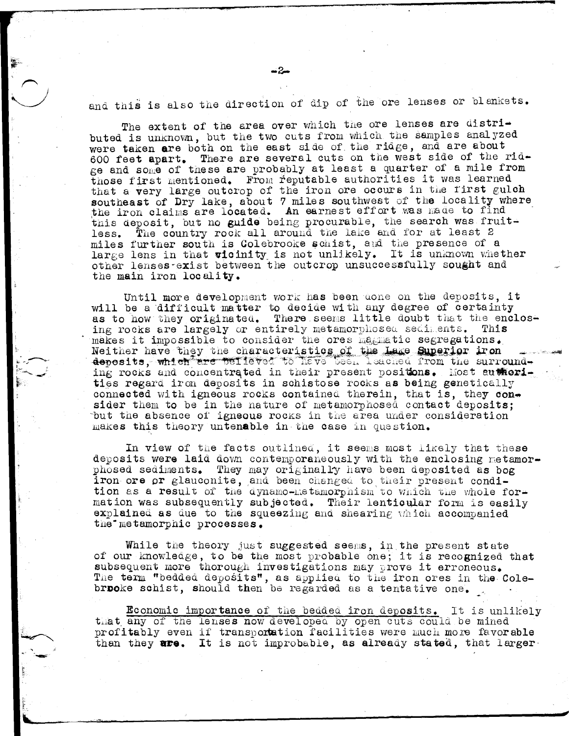and this is also the direction of dip of the ore lenses or blankets.

The extent of the area over which the ore lenses are distributed is unknown, but the two cuts from which the samples analyzed were taken are both on the east side of the ridge, and are about 600 feet apart. There are several cuts on the west side of the ridge and some of these are probably at least a quarter of a mile from those first mentioned. From reputable authorities it was learned that a very large outcrop of the iron ore occurs in the first gulch southeast of Dry lake, about 7 miles southwest of the locality where the iron claims are located. An earnest effort was made to find this deposit, but no guide being procurable, the search was fruitless. The country rock all around the lake and for at least 2 miles further south is Colebrooke schist, and the presence of a large lens in that vicinity is not unlikely. It is unknown whether other lenses exist between the outcrop unsuccessfully sought and the main iron locality.

Until more development work has been done on the deposits, it will be a difficult matter to decide with any degree of certainty as to how they originated. There seems little doubt that the enclosing rocks are largely or entirely metamorphosed sediments. This makes it impossible to consider the ores magmatic segregations. Neither have they the characteristics of the Lake Superior iron deposits, which are believed to have been leached from the surrounding rocks and concentrated in their present positions. Most authorities regard iron deposits in schistose rocks as being genetically connected with igneous rocks contained therein, that is, they consider them to be in the nature of metamorphosed contact deposits; but the absence of igneous rocks in the area under consideration makes this theory untenable in the case in question.

In view of the facts outlined, it seems most likely that these deposits were laid down contemporaneously with the enclosing metamorphosed sediments. They may originally have been deposited as bog iron ore or glauconite, and been changed to their present condition as a result of the dynamo-metamorphism to which the whole formation was subsequently subjected. Their lenticular form is easily explained as due to the squeezing and shearing which accompanied the metamorphic processes.

While the theory just suggested seems, in the present state of our knowledge, to be the most probable one; it is recognized that subsequent more thorough investigations may prove it erroneous. The term "bedded deposits", as applied to the iron ores in the Colebrooke schist, should then be regarded as a tentative one.

Economic importance of the bedded iron deposits. It is unlikely that any of the lenses now developed by open cuts could be mined profitably even if transportation facilities were much more favorable than they are. It is not improbable, as already stated, that larger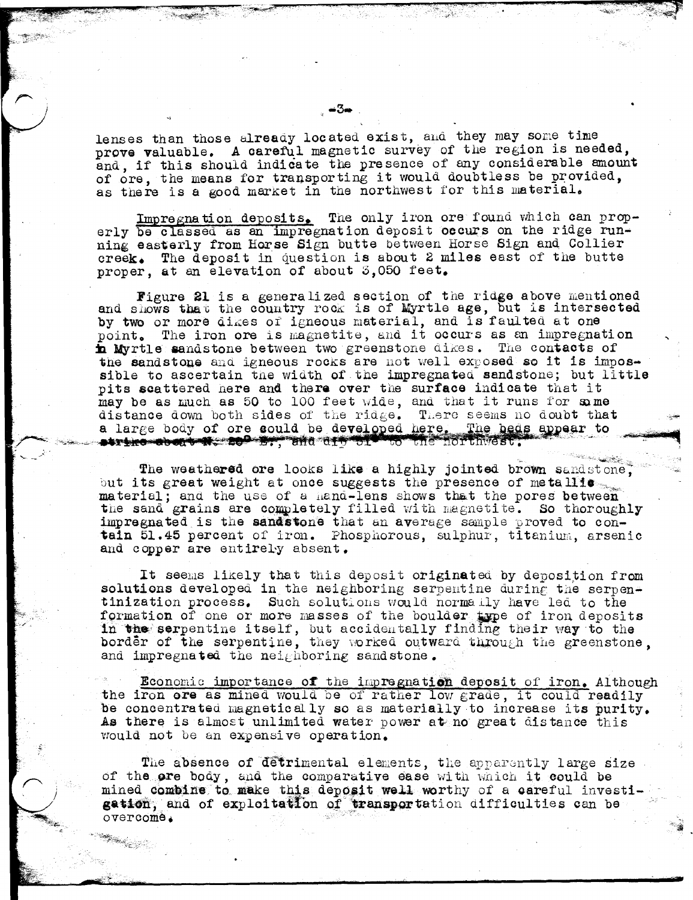lenses than those already located exist, and they may some time prove valuable. A careful magnetic survey of the region is needed, and, if this should indicate the presence of any considerable amount of ore, the means for transporting it would doubtless be provided, as there is a good market in the northwest for this material.

Impregnation deposits. The only iron ore found which can properly be classed as an impregnation deposit occurs on the ridge running easterly from Horse Sign butte between Horse Sign and Collier creek. The deposit in question is about 2 miles east of the butte proper, at an elevation of about 3,050 feet.

Figure 21 is a generalized section of the ridge above mentioned and shows that the country rock is of Myrtle age, but is intersected by two or more dikes of igneous material, and is faulted at one point. The iron ore is magnetite, and it occurs as an impregnation in Myrtle sandstone between two greenstone dikes. The contacts of the sandstone and igneous rocks are not well exposed so it is impossible to ascertain the width of the impregnated sandstone; but little pits scattered here and there over the surface indicate that it may be as much as 50 to 100 feet wide, and that it runs for some distance down both sides of the ridge. There seems no doubt that a large body of ore could be developed here. The beds appear to strike about N. 20° E., and dip 81° to the northwest.

The weathered ore looks like a highly jointed brown sandstone, but its great weight at once suggests the presence of metallic material; and the use of a hand-lens shows that the pores between the sand grains are completely filled with magnetite. So thoroughly impregnated is the sandstone that an average sample proved to contain 51.45 percent of iron. Phosphorous, sulphur, titanium, arsenic and copper are entirely absent.

It seems likely that this deposit originated by deposition from solutions developed in the neighboring serpentine during the serpentinization process. Such solutions would normally have led to the formation of one or more masses of the boulder type of iron deposits in the serpentine itself, but accidentally finding their way to the border of the serpentine, they worked outward through the greenstone, and impregnated the neighboring sandstone.

Economic importance of the impregnation deposit of iron. Although the iron ore as mined would be of rather low grade, it could readily be concentrated magnetically so as materially to increase its purity. As there is almost unlimited water power at no great distance this would not be an expensive operation.

The absence of detrimental elements, the apparently large size of the ore body, and the comparative ease with which it could be mined combine to make this deposit well worthy of a careful investigation, and of exploitation of transportation difficulties can be overcome.